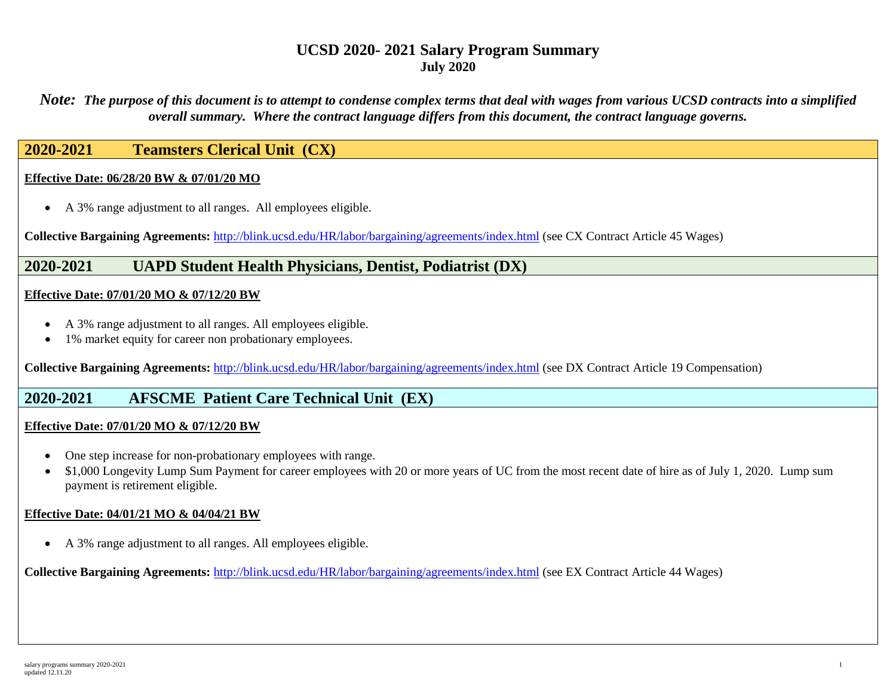# UCSD 2020- 2021 Salary Program Summary
**July 2020**

***Note:*** ***The purpose of this document is to attempt to condense complex terms that deal with wages from various UCSD contracts into a simplified overall summary. Where the contract language differs from this document, the contract language governs.***

## 2020-2021 Teamsters Clerical Unit (CX)

**Effective Date: 06/28/20 BW & 07/01/20 MO**

- A 3% range adjustment to all ranges. All employees eligible.

**Collective Bargaining Agreements:** http://blink.ucsd.edu/HR/labor/bargaining/agreements/index.html (see CX Contract Article 45 Wages)

## 2020-2021 UAPD Student Health Physicians, Dentist, Podiatrist (DX)

**Effective Date: 07/01/20 MO & 07/12/20 BW**

- A 3% range adjustment to all ranges. All employees eligible.
- 1% market equity for career non probationary employees.

**Collective Bargaining Agreements:** http://blink.ucsd.edu/HR/labor/bargaining/agreements/index.html (see DX Contract Article 19 Compensation)

## 2020-2021 AFSCME Patient Care Technical Unit (EX)

**Effective Date: 07/01/20 MO & 07/12/20 BW**

- One step increase for non-probationary employees with range.
- $1,000 Longevity Lump Sum Payment for career employees with 20 or more years of UC from the most recent date of hire as of July 1, 2020. Lump sum payment is retirement eligible.

**Effective Date: 04/01/21 MO & 04/04/21 BW**

- A 3% range adjustment to all ranges. All employees eligible.

**Collective Bargaining Agreements:** http://blink.ucsd.edu/HR/labor/bargaining/agreements/index.html (see EX Contract Article 44 Wages)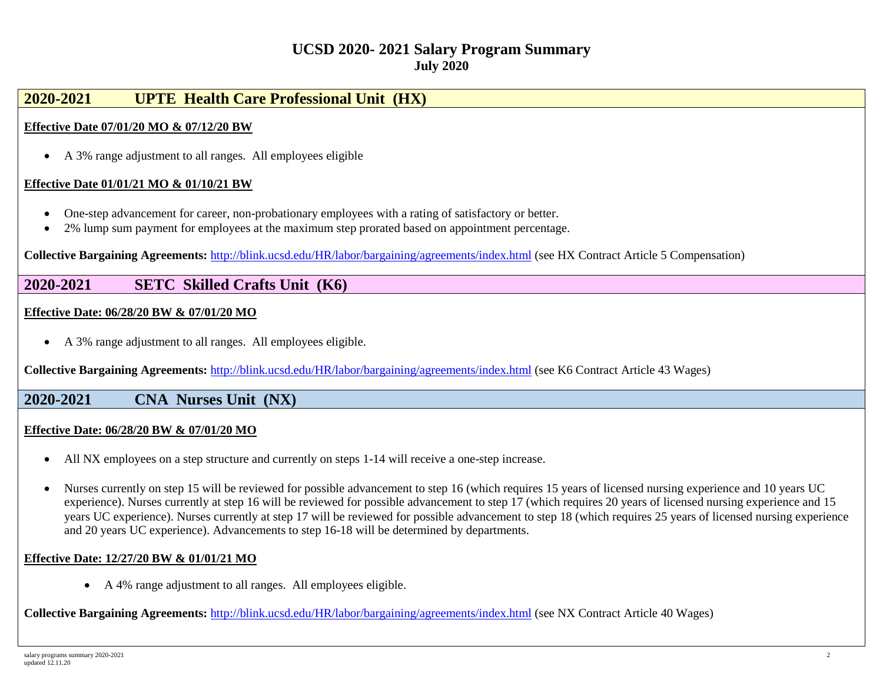# UCSD 2020- 2021 Salary Program Summary
## July 2020

## 2020-2021 UPTE Health Care Professional Unit (HX)

**Effective Date 07/01/20 MO & 07/12/20 BW**

- A 3% range adjustment to all ranges. All employees eligible

**Effective Date 01/01/21 MO & 01/10/21 BW**

- One-step advancement for career, non-probationary employees with a rating of satisfactory or better.
- 2% lump sum payment for employees at the maximum step prorated based on appointment percentage.

**Collective Bargaining Agreements:** http://blink.ucsd.edu/HR/labor/bargaining/agreements/index.html (see HX Contract Article 5 Compensation)

## 2020-2021 SETC Skilled Crafts Unit (K6)

**Effective Date: 06/28/20 BW & 07/01/20 MO**

- A 3% range adjustment to all ranges. All employees eligible.

**Collective Bargaining Agreements:** http://blink.ucsd.edu/HR/labor/bargaining/agreements/index.html (see K6 Contract Article 43 Wages)

## 2020-2021 CNA Nurses Unit (NX)

**Effective Date: 06/28/20 BW & 07/01/20 MO**

- All NX employees on a step structure and currently on steps 1-14 will receive a one-step increase.
- Nurses currently on step 15 will be reviewed for possible advancement to step 16 (which requires 15 years of licensed nursing experience and 10 years UC experience). Nurses currently at step 16 will be reviewed for possible advancement to step 17 (which requires 20 years of licensed nursing experience and 15 years UC experience). Nurses currently at step 17 will be reviewed for possible advancement to step 18 (which requires 25 years of licensed nursing experience and 20 years UC experience). Advancements to step 16-18 will be determined by departments.

**Effective Date: 12/27/20 BW & 01/01/21 MO**

- A 4% range adjustment to all ranges. All employees eligible.

**Collective Bargaining Agreements:** http://blink.ucsd.edu/HR/labor/bargaining/agreements/index.html (see NX Contract Article 40 Wages)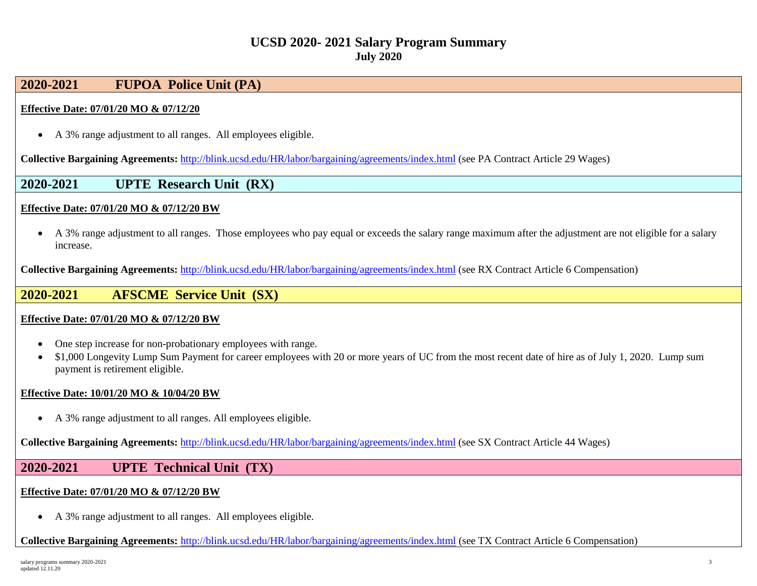# UCSD 2020- 2021 Salary Program Summary
**July 2020**

## 2020-2021 FUPOA Police Unit (PA)

**Effective Date: 07/01/20 MO & 07/12/20**

- A 3% range adjustment to all ranges. All employees eligible.

**Collective Bargaining Agreements:** http://blink.ucsd.edu/HR/labor/bargaining/agreements/index.html (see PA Contract Article 29 Wages)

## 2020-2021 UPTE Research Unit (RX)

**Effective Date: 07/01/20 MO & 07/12/20 BW**

- A 3% range adjustment to all ranges. Those employees who pay equal or exceeds the salary range maximum after the adjustment are not eligible for a salary increase.

**Collective Bargaining Agreements:** http://blink.ucsd.edu/HR/labor/bargaining/agreements/index.html (see RX Contract Article 6 Compensation)

## 2020-2021 AFSCME Service Unit (SX)

**Effective Date: 07/01/20 MO & 07/12/20 BW**

- One step increase for non-probationary employees with range.
- $1,000 Longevity Lump Sum Payment for career employees with 20 or more years of UC from the most recent date of hire as of July 1, 2020. Lump sum payment is retirement eligible.

**Effective Date: 10/01/20 MO & 10/04/20 BW**

- A 3% range adjustment to all ranges. All employees eligible.

**Collective Bargaining Agreements:** http://blink.ucsd.edu/HR/labor/bargaining/agreements/index.html (see SX Contract Article 44 Wages)

## 2020-2021 UPTE Technical Unit (TX)

**Effective Date: 07/01/20 MO & 07/12/20 BW**

- A 3% range adjustment to all ranges. All employees eligible.

**Collective Bargaining Agreements:** http://blink.ucsd.edu/HR/labor/bargaining/agreements/index.html (see TX Contract Article 6 Compensation)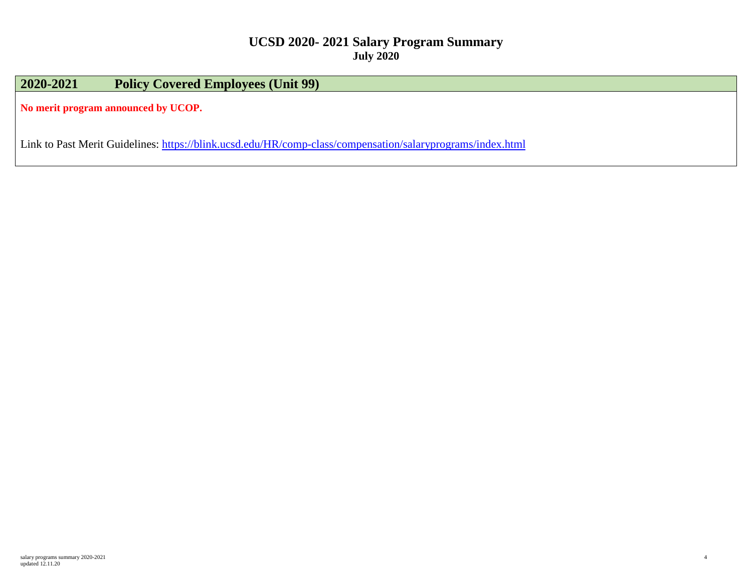# UCSD 2020- 2021 Salary Program Summary

**July 2020**

## 2020-2021 Policy Covered Employees (Unit 99)

**No merit program announced by UCOP.**

Link to Past Merit Guidelines: https://blink.ucsd.edu/HR/comp-class/compensation/salaryprograms/index.html